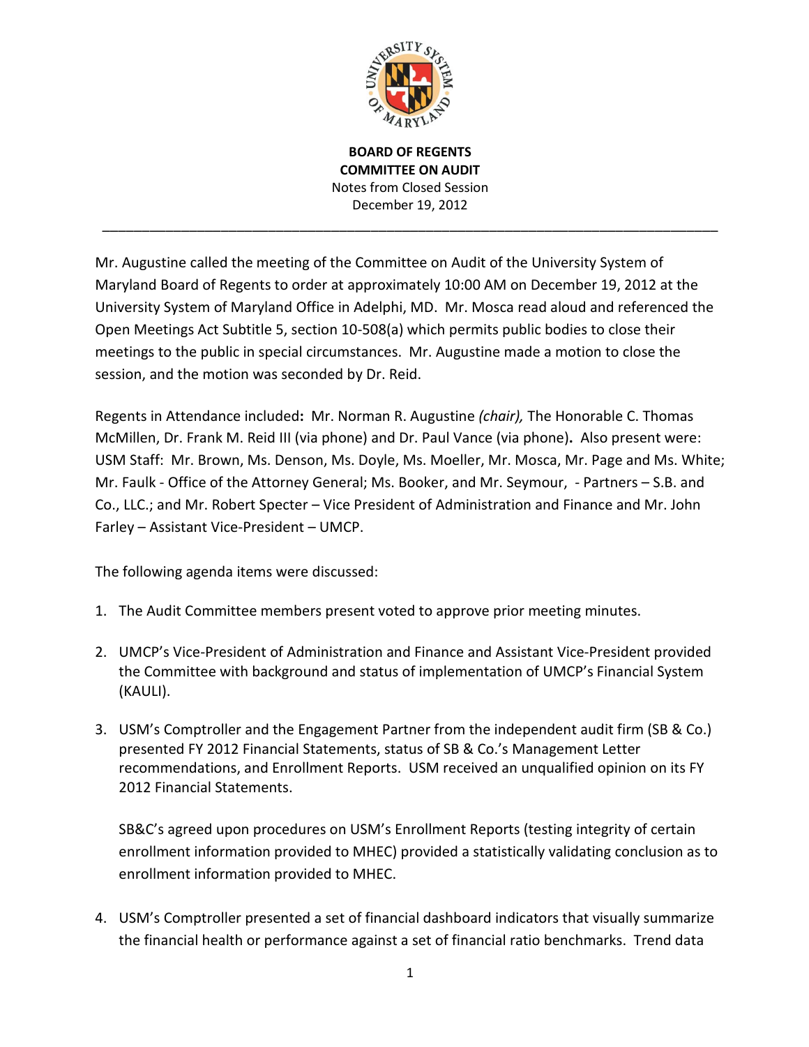**BOARD OF REGENTS**
**COMMITTEE ON AUDIT**
Notes from Closed Session
December 19, 2012

---

Mr. Augustine called the meeting of the Committee on Audit of the University System of Maryland Board of Regents to order at approximately 10:00 AM on December 19, 2012 at the University System of Maryland Office in Adelphi, MD. Mr. Mosca read aloud and referenced the Open Meetings Act Subtitle 5, section 10-508(a) which permits public bodies to close their meetings to the public in special circumstances. Mr. Augustine made a motion to close the session, and the motion was seconded by Dr. Reid.

Regents in Attendance included**:** Mr. Norman R. Augustine *(chair),* The Honorable C. Thomas McMillen, Dr. Frank M. Reid III (via phone) and Dr. Paul Vance (via phone)**.** Also present were: USM Staff: Mr. Brown, Ms. Denson, Ms. Doyle, Ms. Moeller, Mr. Mosca, Mr. Page and Ms. White; Mr. Faulk - Office of the Attorney General; Ms. Booker, and Mr. Seymour, - Partners – S.B. and Co., LLC.; and Mr. Robert Specter – Vice President of Administration and Finance and Mr. John Farley – Assistant Vice-President – UMCP.

The following agenda items were discussed:

1. The Audit Committee members present voted to approve prior meeting minutes.

2. UMCP's Vice-President of Administration and Finance and Assistant Vice-President provided the Committee with background and status of implementation of UMCP's Financial System (KAULI).

3. USM's Comptroller and the Engagement Partner from the independent audit firm (SB & Co.) presented FY 2012 Financial Statements, status of SB & Co.'s Management Letter recommendations, and Enrollment Reports. USM received an unqualified opinion on its FY 2012 Financial Statements.

   SB&C's agreed upon procedures on USM's Enrollment Reports (testing integrity of certain enrollment information provided to MHEC) provided a statistically validating conclusion as to enrollment information provided to MHEC.

4. USM's Comptroller presented a set of financial dashboard indicators that visually summarize the financial health or performance against a set of financial ratio benchmarks. Trend data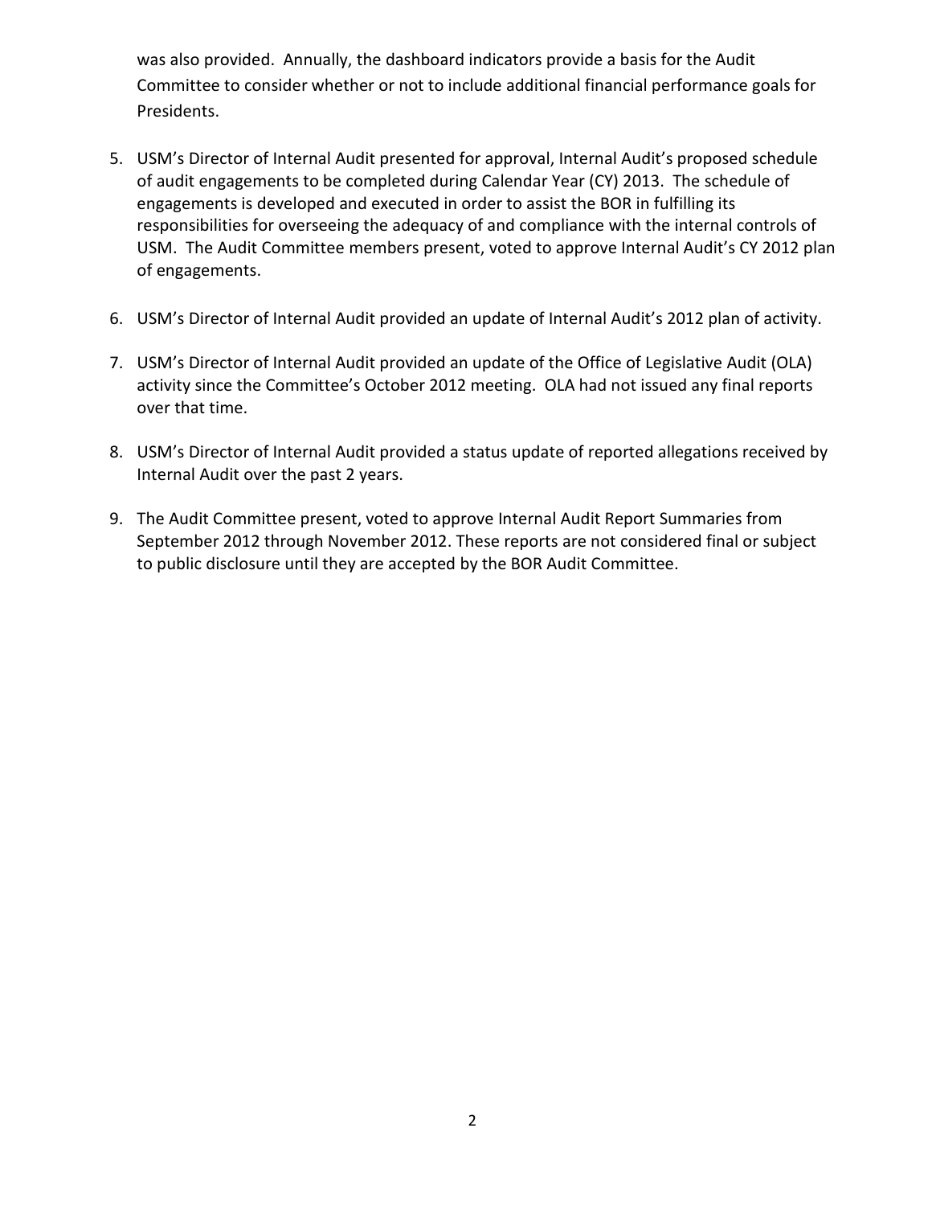was also provided. Annually, the dashboard indicators provide a basis for the Audit Committee to consider whether or not to include additional financial performance goals for Presidents.

5. USM's Director of Internal Audit presented for approval, Internal Audit's proposed schedule of audit engagements to be completed during Calendar Year (CY) 2013. The schedule of engagements is developed and executed in order to assist the BOR in fulfilling its responsibilities for overseeing the adequacy of and compliance with the internal controls of USM. The Audit Committee members present, voted to approve Internal Audit's CY 2012 plan of engagements.

6. USM's Director of Internal Audit provided an update of Internal Audit's 2012 plan of activity.

7. USM's Director of Internal Audit provided an update of the Office of Legislative Audit (OLA) activity since the Committee's October 2012 meeting. OLA had not issued any final reports over that time.

8. USM's Director of Internal Audit provided a status update of reported allegations received by Internal Audit over the past 2 years.

9. The Audit Committee present, voted to approve Internal Audit Report Summaries from September 2012 through November 2012. These reports are not considered final or subject to public disclosure until they are accepted by the BOR Audit Committee.